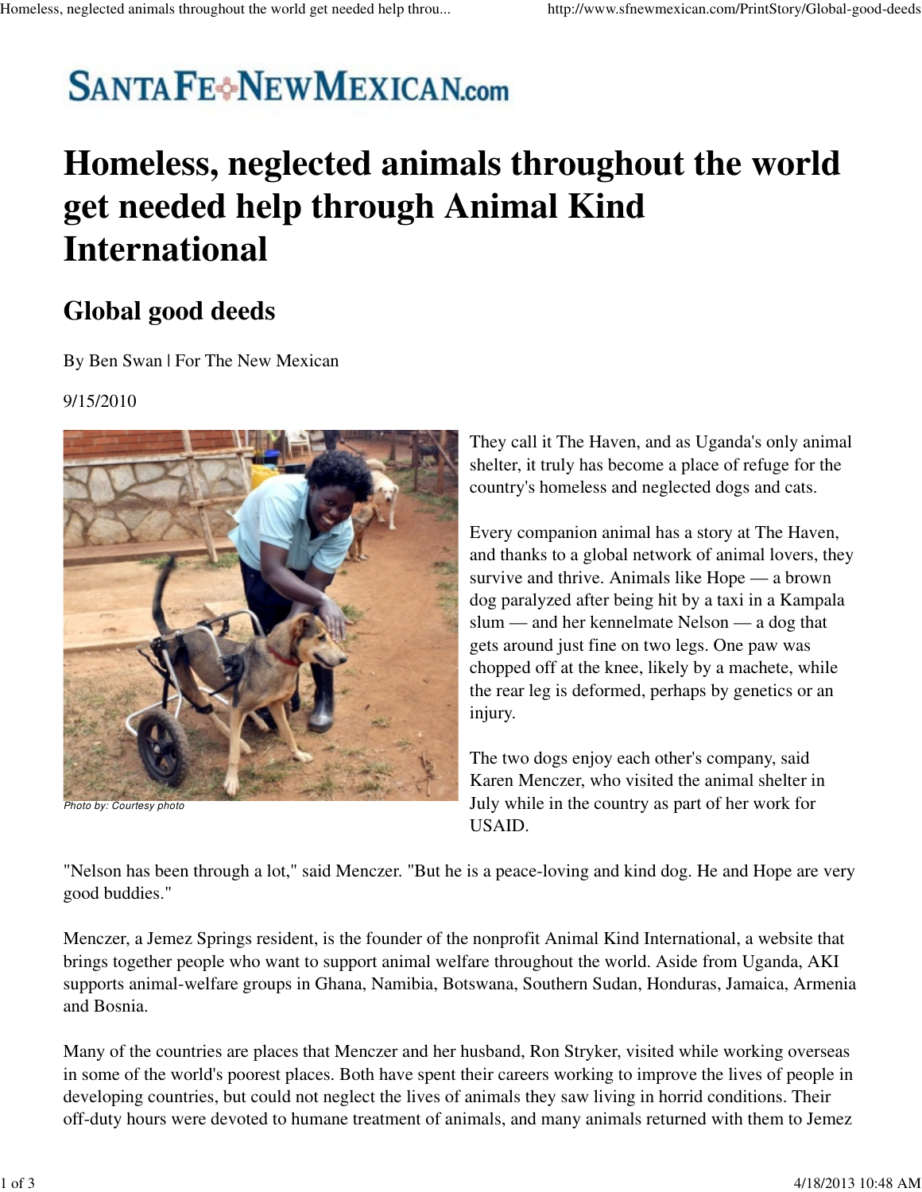![SANTA FE NEW MEXICAN.com]

# Homeless, neglected animals throughout the world get needed help through Animal Kind International

## Global good deeds

By Ben Swan | For The New Mexican

9/15/2010

*Photo by: Courtesy photo*

They call it The Haven, and as Uganda's only animal shelter, it truly has become a place of refuge for the country's homeless and neglected dogs and cats.

Every companion animal has a story at The Haven, and thanks to a global network of animal lovers, they survive and thrive. Animals like Hope — a brown dog paralyzed after being hit by a taxi in a Kampala slum — and her kennelmate Nelson — a dog that gets around just fine on two legs. One paw was chopped off at the knee, likely by a machete, while the rear leg is deformed, perhaps by genetics or an injury.

The two dogs enjoy each other's company, said Karen Menczer, who visited the animal shelter in July while in the country as part of her work for USAID.

"Nelson has been through a lot," said Menczer. "But he is a peace-loving and kind dog. He and Hope are very good buddies."

Menczer, a Jemez Springs resident, is the founder of the nonprofit Animal Kind International, a website that brings together people who want to support animal welfare throughout the world. Aside from Uganda, AKI supports animal-welfare groups in Ghana, Namibia, Botswana, Southern Sudan, Honduras, Jamaica, Armenia and Bosnia.

Many of the countries are places that Menczer and her husband, Ron Stryker, visited while working overseas in some of the world's poorest places. Both have spent their careers working to improve the lives of people in developing countries, but could not neglect the lives of animals they saw living in horrid conditions. Their off-duty hours were devoted to humane treatment of animals, and many animals returned with them to Jemez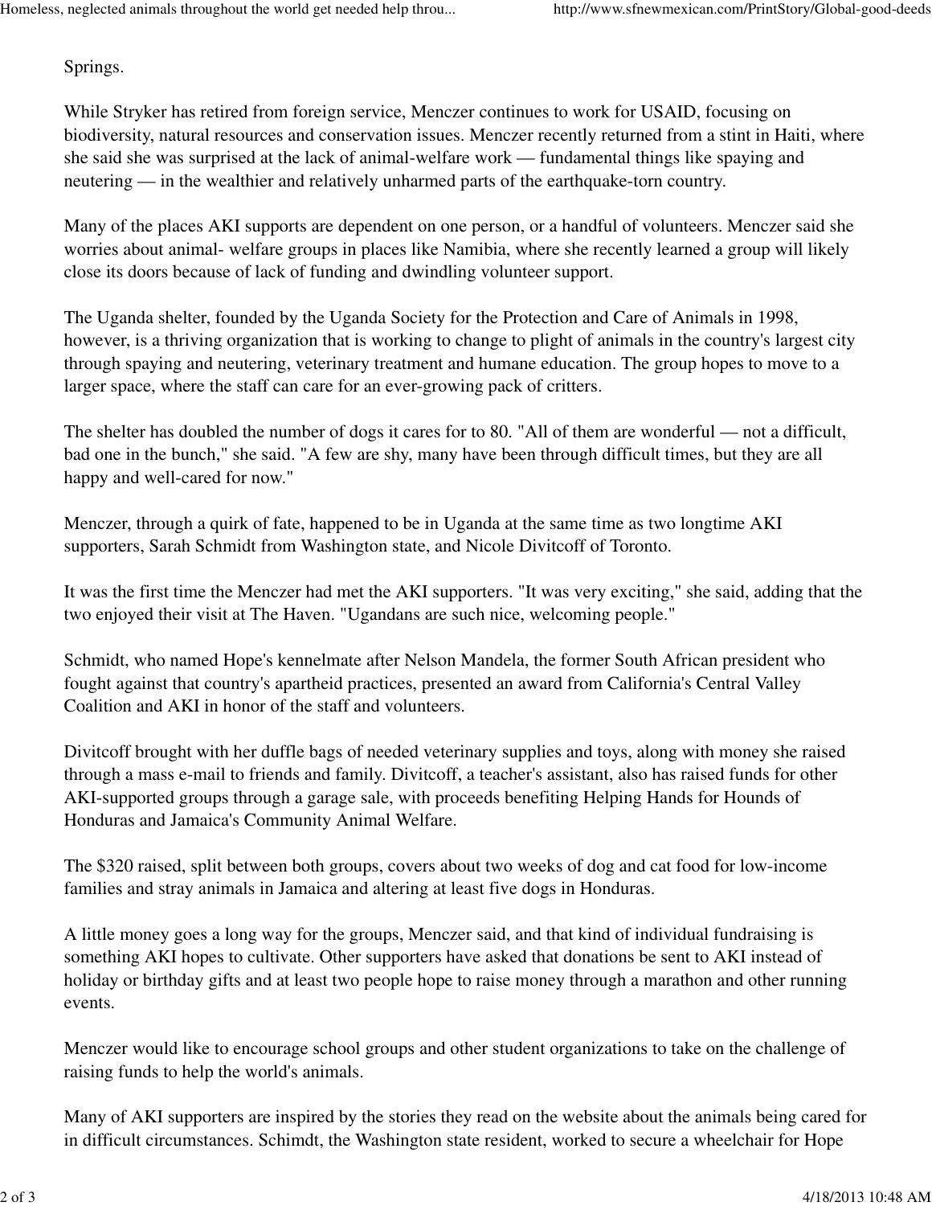Springs.

While Stryker has retired from foreign service, Menczer continues to work for USAID, focusing on biodiversity, natural resources and conservation issues. Menczer recently returned from a stint in Haiti, where she said she was surprised at the lack of animal-welfare work — fundamental things like spaying and neutering — in the wealthier and relatively unharmed parts of the earthquake-torn country.

Many of the places AKI supports are dependent on one person, or a handful of volunteers. Menczer said she worries about animal- welfare groups in places like Namibia, where she recently learned a group will likely close its doors because of lack of funding and dwindling volunteer support.

The Uganda shelter, founded by the Uganda Society for the Protection and Care of Animals in 1998, however, is a thriving organization that is working to change to plight of animals in the country's largest city through spaying and neutering, veterinary treatment and humane education. The group hopes to move to a larger space, where the staff can care for an ever-growing pack of critters.

The shelter has doubled the number of dogs it cares for to 80. "All of them are wonderful — not a difficult, bad one in the bunch," she said. "A few are shy, many have been through difficult times, but they are all happy and well-cared for now."

Menczer, through a quirk of fate, happened to be in Uganda at the same time as two longtime AKI supporters, Sarah Schmidt from Washington state, and Nicole Divitcoff of Toronto.

It was the first time the Menczer had met the AKI supporters. "It was very exciting," she said, adding that the two enjoyed their visit at The Haven. "Ugandans are such nice, welcoming people."

Schmidt, who named Hope's kennelmate after Nelson Mandela, the former South African president who fought against that country's apartheid practices, presented an award from California's Central Valley Coalition and AKI in honor of the staff and volunteers.

Divitcoff brought with her duffle bags of needed veterinary supplies and toys, along with money she raised through a mass e-mail to friends and family. Divitcoff, a teacher's assistant, also has raised funds for other AKI-supported groups through a garage sale, with proceeds benefiting Helping Hands for Hounds of Honduras and Jamaica's Community Animal Welfare.

The $320 raised, split between both groups, covers about two weeks of dog and cat food for low-income families and stray animals in Jamaica and altering at least five dogs in Honduras.

A little money goes a long way for the groups, Menczer said, and that kind of individual fundraising is something AKI hopes to cultivate. Other supporters have asked that donations be sent to AKI instead of holiday or birthday gifts and at least two people hope to raise money through a marathon and other running events.

Menczer would like to encourage school groups and other student organizations to take on the challenge of raising funds to help the world's animals.

Many of AKI supporters are inspired by the stories they read on the website about the animals being cared for in difficult circumstances. Schimdt, the Washington state resident, worked to secure a wheelchair for Hope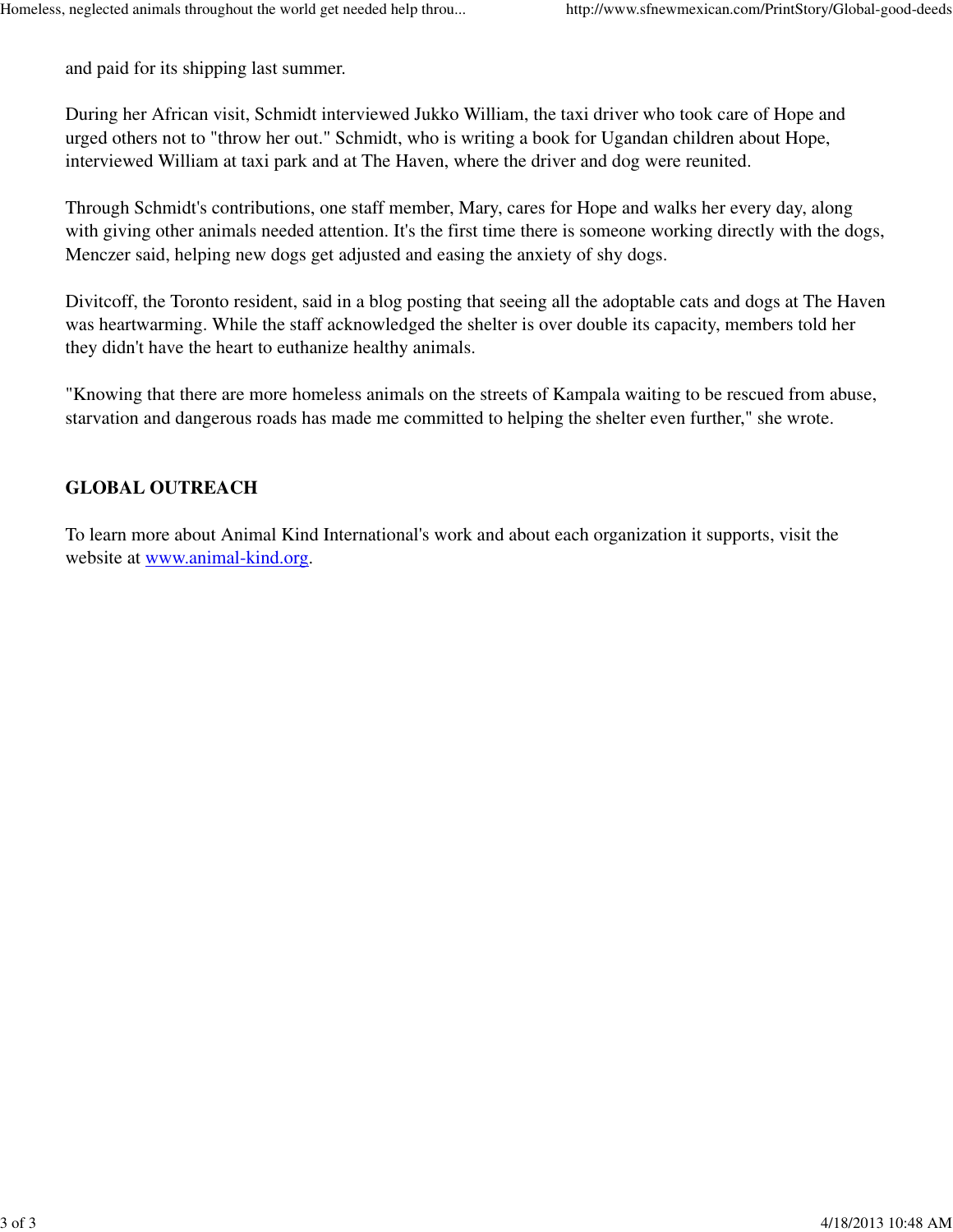and paid for its shipping last summer.

During her African visit, Schmidt interviewed Jukko William, the taxi driver who took care of Hope and urged others not to "throw her out." Schmidt, who is writing a book for Ugandan children about Hope, interviewed William at taxi park and at The Haven, where the driver and dog were reunited.

Through Schmidt's contributions, one staff member, Mary, cares for Hope and walks her every day, along with giving other animals needed attention. It's the first time there is someone working directly with the dogs, Menczer said, helping new dogs get adjusted and easing the anxiety of shy dogs.

Divitcoff, the Toronto resident, said in a blog posting that seeing all the adoptable cats and dogs at The Haven was heartwarming. While the staff acknowledged the shelter is over double its capacity, members told her they didn't have the heart to euthanize healthy animals.

"Knowing that there are more homeless animals on the streets of Kampala waiting to be rescued from abuse, starvation and dangerous roads has made me committed to helping the shelter even further," she wrote.

## GLOBAL OUTREACH

To learn more about Animal Kind International's work and about each organization it supports, visit the website at [www.animal-kind.org](http://www.animal-kind.org).